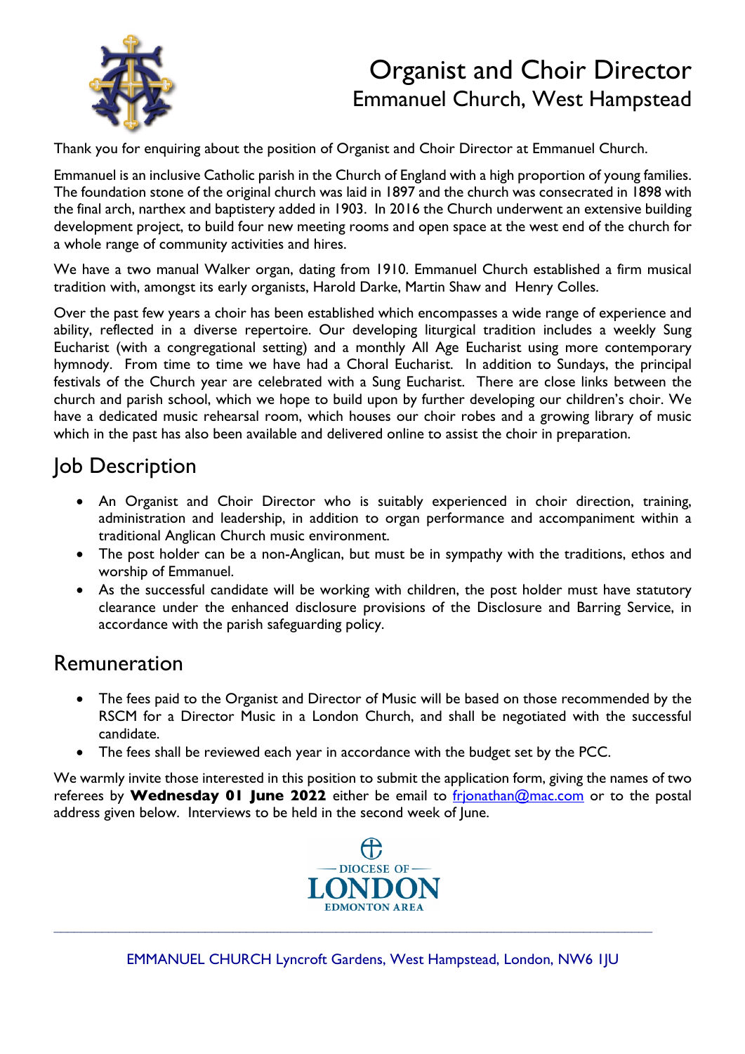# Organist and Choir Director

## Emmanuel Church, West Hampstead

Thank you for enquiring about the position of Organist and Choir Director at Emmanuel Church.

Emmanuel is an inclusive Catholic parish in the Church of England with a high proportion of young families. The foundation stone of the original church was laid in 1897 and the church was consecrated in 1898 with the final arch, narthex and baptistery added in 1903. In 2016 the Church underwent an extensive building development project, to build four new meeting rooms and open space at the west end of the church for a whole range of community activities and hires.

We have a two manual Walker organ, dating from 1910. Emmanuel Church established a firm musical tradition with, amongst its early organists, Harold Darke, Martin Shaw and Henry Colles.

Over the past few years a choir has been established which encompasses a wide range of experience and ability, reflected in a diverse repertoire. Our developing liturgical tradition includes a weekly Sung Eucharist (with a congregational setting) and a monthly All Age Eucharist using more contemporary hymnody. From time to time we have had a Choral Eucharist. In addition to Sundays, the principal festivals of the Church year are celebrated with a Sung Eucharist. There are close links between the church and parish school, which we hope to build upon by further developing our children's choir. We have a dedicated music rehearsal room, which houses our choir robes and a growing library of music which in the past has also been available and delivered online to assist the choir in preparation.

## Job Description

- An Organist and Choir Director who is suitably experienced in choir direction, training, administration and leadership, in addition to organ performance and accompaniment within a traditional Anglican Church music environment.
- The post holder can be a non-Anglican, but must be in sympathy with the traditions, ethos and worship of Emmanuel.
- As the successful candidate will be working with children, the post holder must have statutory clearance under the enhanced disclosure provisions of the Disclosure and Barring Service, in accordance with the parish safeguarding policy.

## Remuneration

- The fees paid to the Organist and Director of Music will be based on those recommended by the RSCM for a Director Music in a London Church, and shall be negotiated with the successful candidate.
- The fees shall be reviewed each year in accordance with the budget set by the PCC.

We warmly invite those interested in this position to submit the application form, giving the names of two referees by **Wednesday 01 June 2022** either be email to [frjonathan@mac.com](mailto:frjonathan@mac.com) or to the postal address given below. Interviews to be held in the second week of June.

DIOCESE OF LONDON
EDMONTON AREA

EMMANUEL CHURCH Lyncroft Gardens, West Hampstead, London, NW6 1JU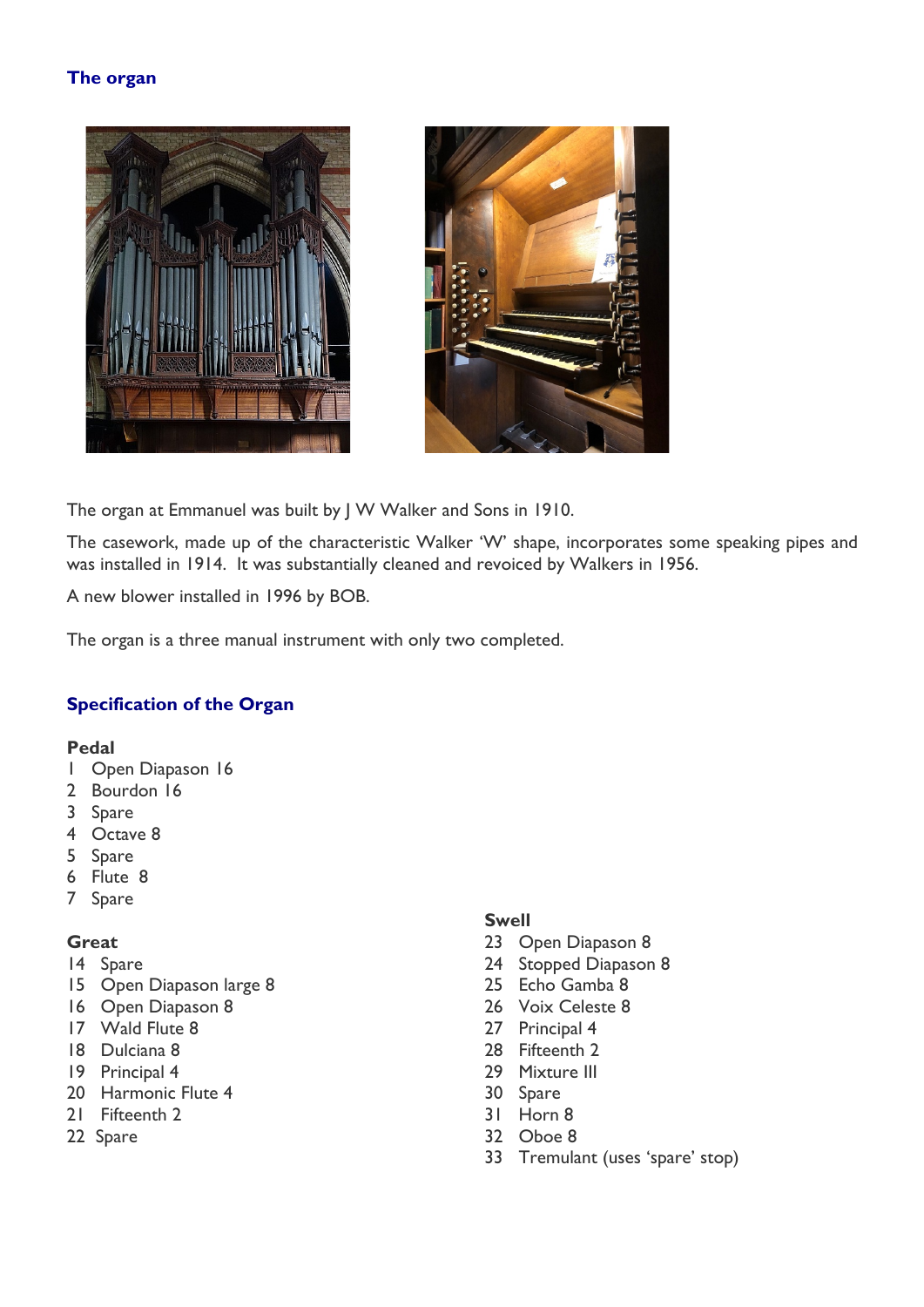## The organ

The organ at Emmanuel was built by J W Walker and Sons in 1910.

The casework, made up of the characteristic Walker 'W' shape, incorporates some speaking pipes and was installed in 1914. It was substantially cleaned and revoiced by Walkers in 1956.

A new blower installed in 1996 by BOB.

The organ is a three manual instrument with only two completed.

## Specification of the Organ

**Pedal**

1 Open Diapason 16
2 Bourdon 16
3 Spare
4 Octave 8
5 Spare
6 Flute 8
7 Spare

**Great**

14 Spare
15 Open Diapason large 8
16 Open Diapason 8
17 Wald Flute 8
18 Dulciana 8
19 Principal 4
20 Harmonic Flute 4
21 Fifteenth 2
22 Spare

**Swell**

23 Open Diapason 8
24 Stopped Diapason 8
25 Echo Gamba 8
26 Voix Celeste 8
27 Principal 4
28 Fifteenth 2
29 Mixture III
30 Spare
31 Horn 8
32 Oboe 8
33 Tremulant (uses 'spare' stop)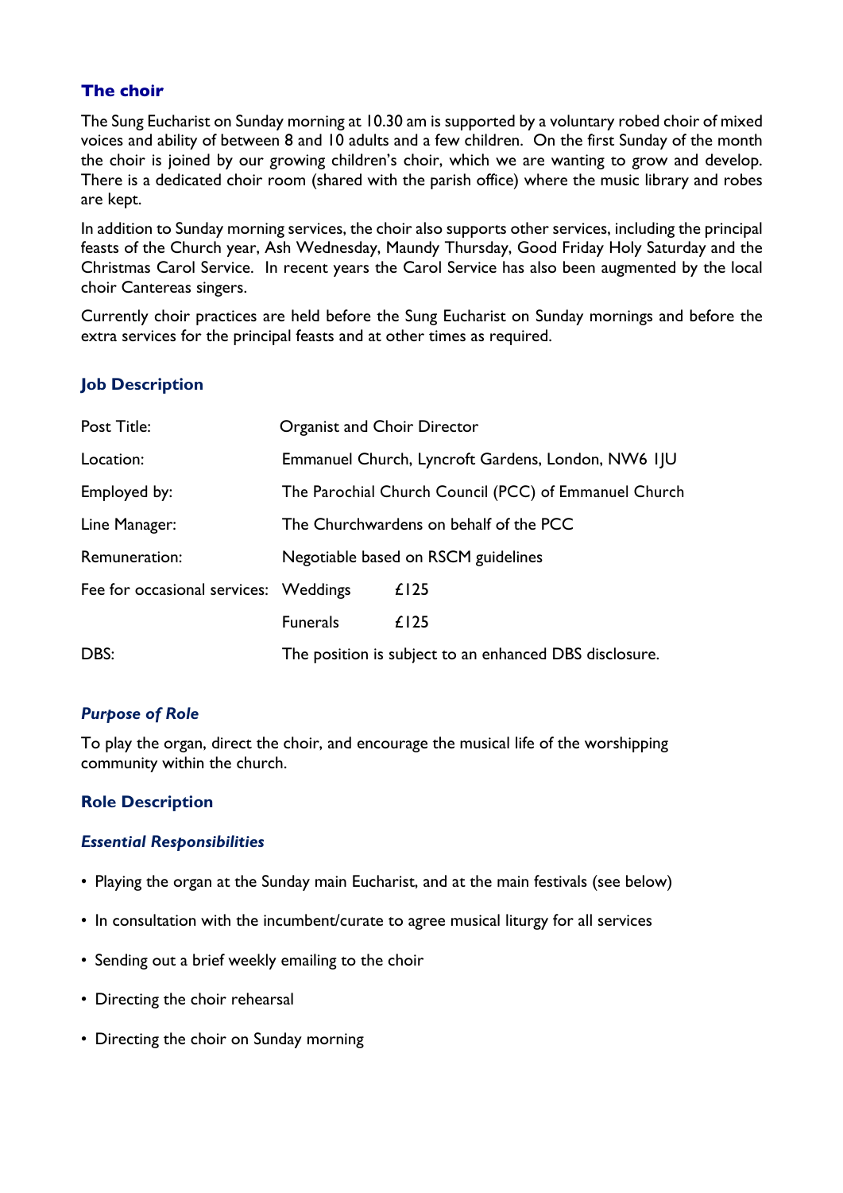## The choir

The Sung Eucharist on Sunday morning at 10.30 am is supported by a voluntary robed choir of mixed voices and ability of between 8 and 10 adults and a few children. On the first Sunday of the month the choir is joined by our growing children's choir, which we are wanting to grow and develop. There is a dedicated choir room (shared with the parish office) where the music library and robes are kept.

In addition to Sunday morning services, the choir also supports other services, including the principal feasts of the Church year, Ash Wednesday, Maundy Thursday, Good Friday Holy Saturday and the Christmas Carol Service. In recent years the Carol Service has also been augmented by the local choir Cantereas singers.

Currently choir practices are held before the Sung Eucharist on Sunday mornings and before the extra services for the principal feasts and at other times as required.

## Job Description

| | | |
|---|---|---|
| Post Title: | Organist and Choir Director | |
| Location: | Emmanuel Church, Lyncroft Gardens, London, NW6 1JU | |
| Employed by: | The Parochial Church Council (PCC) of Emmanuel Church | |
| Line Manager: | The Churchwardens on behalf of the PCC | |
| Remuneration: | Negotiable based on RSCM guidelines | |
| Fee for occasional services: | Weddings | £125 |
| | Funerals | £125 |
| DBS: | The position is subject to an enhanced DBS disclosure. | |

### *Purpose of Role*

To play the organ, direct the choir, and encourage the musical life of the worshipping community within the church.

## Role Description

### *Essential Responsibilities*

- Playing the organ at the Sunday main Eucharist, and at the main festivals (see below)
- In consultation with the incumbent/curate to agree musical liturgy for all services
- Sending out a brief weekly emailing to the choir
- Directing the choir rehearsal
- Directing the choir on Sunday morning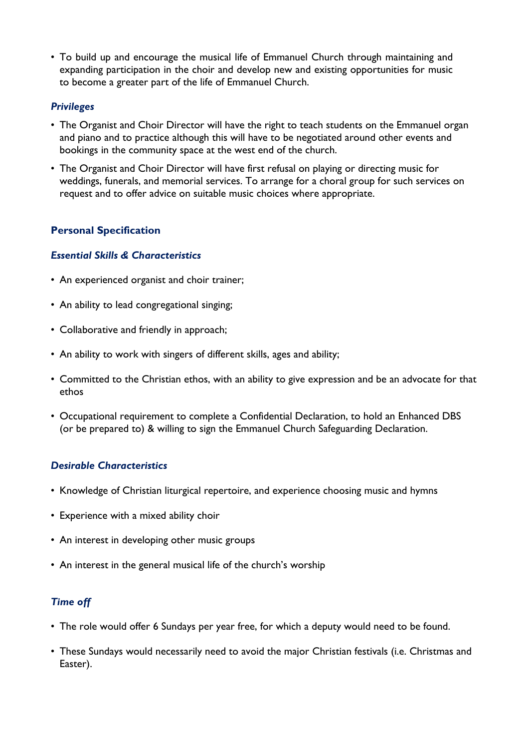- To build up and encourage the musical life of Emmanuel Church through maintaining and expanding participation in the choir and develop new and existing opportunities for music to become a greater part of the life of Emmanuel Church.

### *Privileges*

- The Organist and Choir Director will have the right to teach students on the Emmanuel organ and piano and to practice although this will have to be negotiated around other events and bookings in the community space at the west end of the church.
- The Organist and Choir Director will have first refusal on playing or directing music for weddings, funerals, and memorial services. To arrange for a choral group for such services on request and to offer advice on suitable music choices where appropriate.

## Personal Specification

### *Essential Skills & Characteristics*

- An experienced organist and choir trainer;
- An ability to lead congregational singing;
- Collaborative and friendly in approach;
- An ability to work with singers of different skills, ages and ability;
- Committed to the Christian ethos, with an ability to give expression and be an advocate for that ethos
- Occupational requirement to complete a Confidential Declaration, to hold an Enhanced DBS (or be prepared to) & willing to sign the Emmanuel Church Safeguarding Declaration.

### *Desirable Characteristics*

- Knowledge of Christian liturgical repertoire, and experience choosing music and hymns
- Experience with a mixed ability choir
- An interest in developing other music groups
- An interest in the general musical life of the church's worship

### *Time off*

- The role would offer 6 Sundays per year free, for which a deputy would need to be found.
- These Sundays would necessarily need to avoid the major Christian festivals (i.e. Christmas and Easter).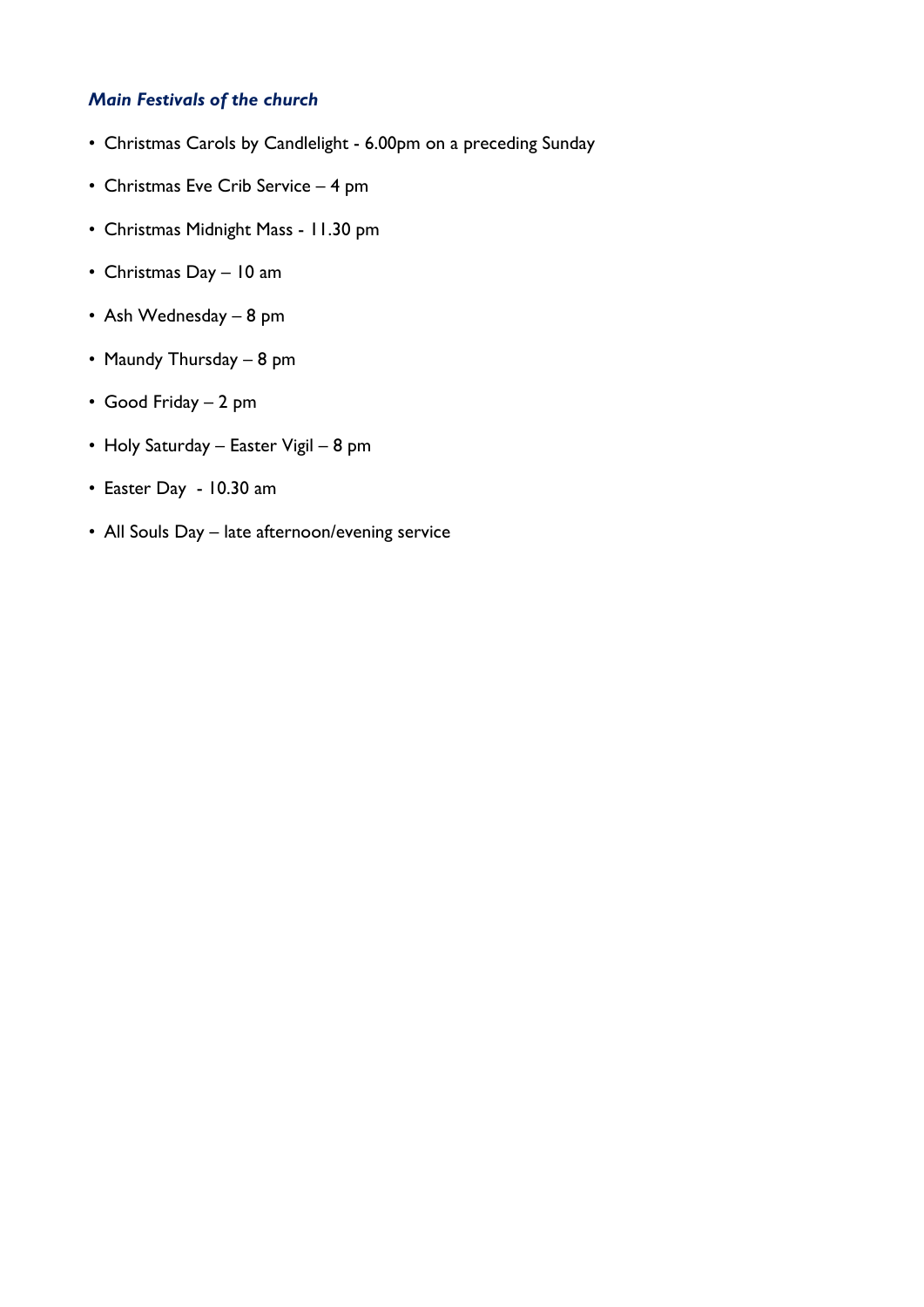### *Main Festivals of the church*

- Christmas Carols by Candlelight - 6.00pm on a preceding Sunday
- Christmas Eve Crib Service – 4 pm
- Christmas Midnight Mass - 11.30 pm
- Christmas Day – 10 am
- Ash Wednesday – 8 pm
- Maundy Thursday – 8 pm
- Good Friday – 2 pm
- Holy Saturday – Easter Vigil – 8 pm
- Easter Day - 10.30 am
- All Souls Day – late afternoon/evening service